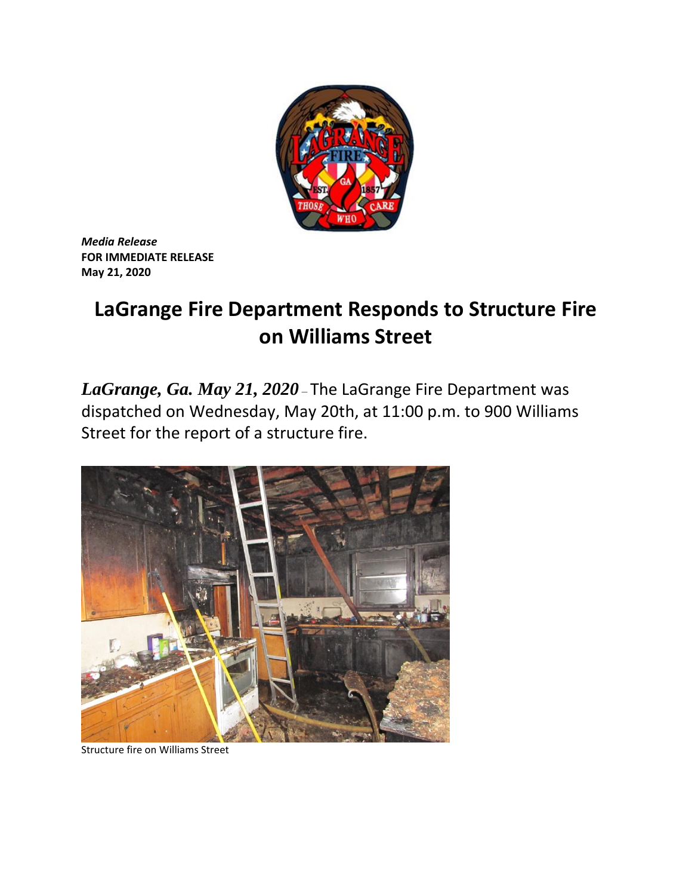***Media Release***
**FOR IMMEDIATE RELEASE**
**May 21, 2020**

# LaGrange Fire Department Responds to Structure Fire on Williams Street

***LaGrange, Ga. May 21, 2020*** – The LaGrange Fire Department was dispatched on Wednesday, May 20th, at 11:00 p.m. to 900 Williams Street for the report of a structure fire.

Structure fire on Williams Street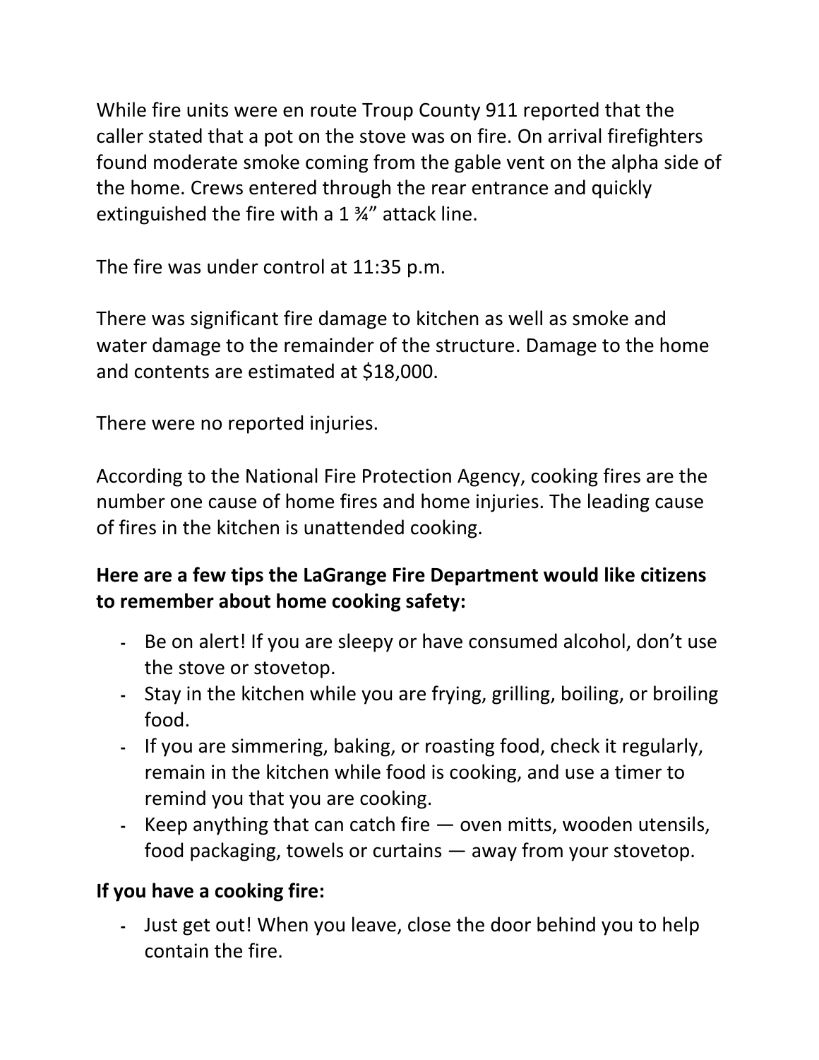While fire units were en route Troup County 911 reported that the caller stated that a pot on the stove was on fire. On arrival firefighters found moderate smoke coming from the gable vent on the alpha side of the home. Crews entered through the rear entrance and quickly extinguished the fire with a 1 ¾" attack line.

The fire was under control at 11:35 p.m.

There was significant fire damage to kitchen as well as smoke and water damage to the remainder of the structure. Damage to the home and contents are estimated at $18,000.

There were no reported injuries.

According to the National Fire Protection Agency, cooking fires are the number one cause of home fires and home injuries. The leading cause of fires in the kitchen is unattended cooking.

**Here are a few tips the LaGrange Fire Department would like citizens to remember about home cooking safety:**

- Be on alert! If you are sleepy or have consumed alcohol, don't use the stove or stovetop.
- Stay in the kitchen while you are frying, grilling, boiling, or broiling food.
- If you are simmering, baking, or roasting food, check it regularly, remain in the kitchen while food is cooking, and use a timer to remind you that you are cooking.
- Keep anything that can catch fire — oven mitts, wooden utensils, food packaging, towels or curtains — away from your stovetop.

**If you have a cooking fire:**

- Just get out! When you leave, close the door behind you to help contain the fire.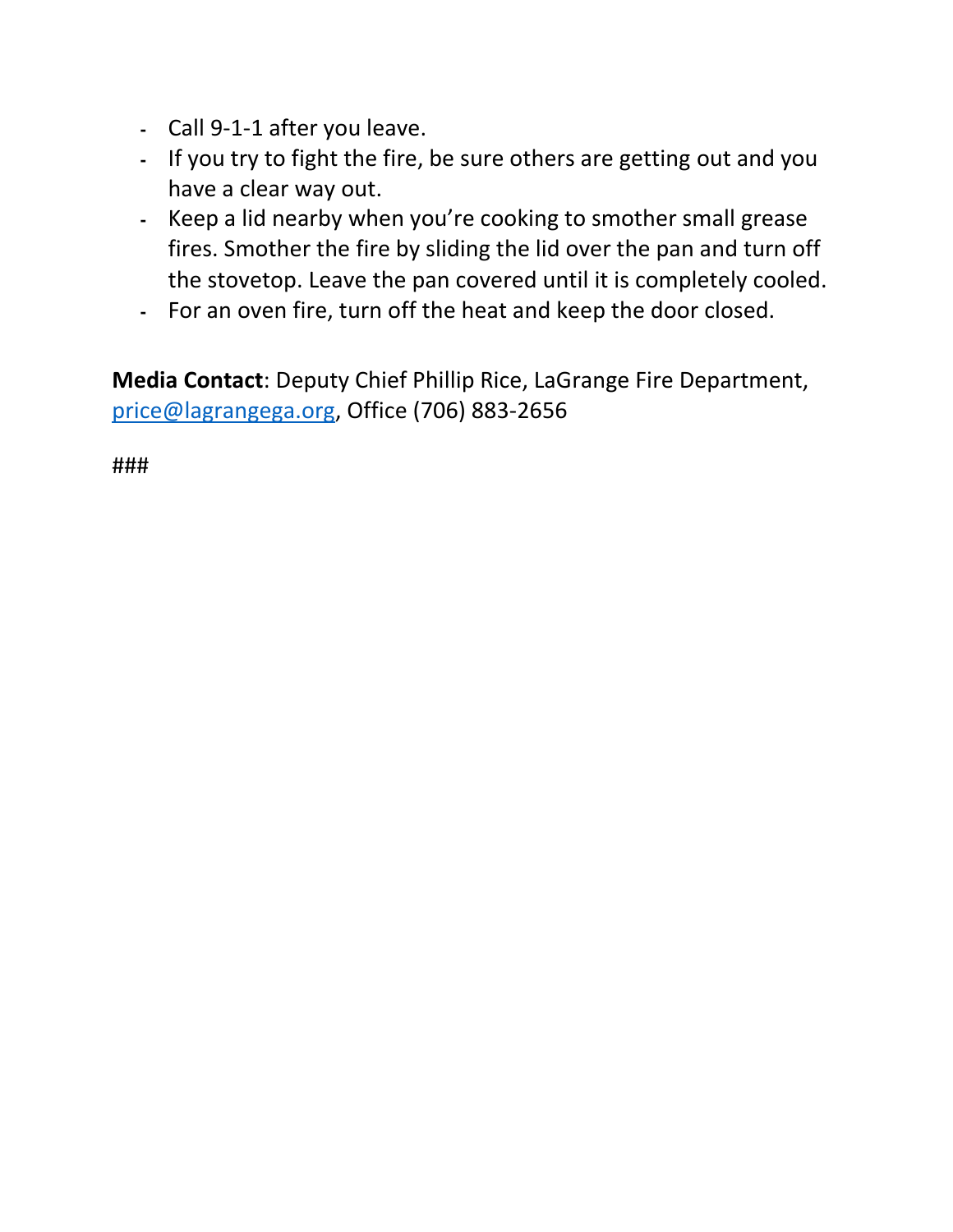- Call 9-1-1 after you leave.
- If you try to fight the fire, be sure others are getting out and you have a clear way out.
- Keep a lid nearby when you're cooking to smother small grease fires. Smother the fire by sliding the lid over the pan and turn off the stovetop. Leave the pan covered until it is completely cooled.
- For an oven fire, turn off the heat and keep the door closed.

**Media Contact**: Deputy Chief Phillip Rice, LaGrange Fire Department, price@lagrangega.org, Office (706) 883-2656

###